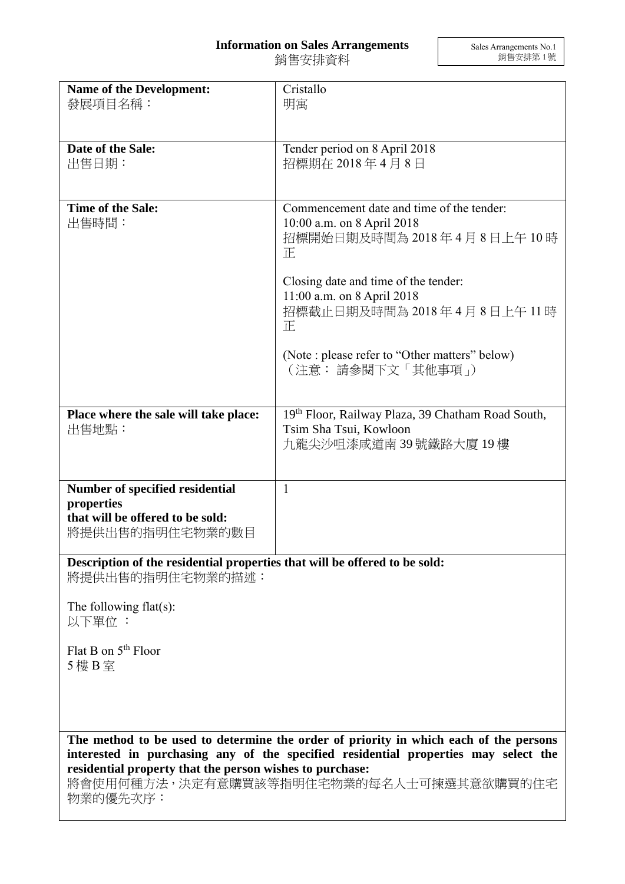# Information on Sales Arrangements
# 銷售安排資料

Sales Arrangements No.1
銷售安排第 1 號

| | |
|---|---|
| **Name of the Development:**<br>發展項目名稱： | Cristallo<br>明寓 |
| **Date of the Sale:**<br>出售日期： | Tender period on 8 April 2018<br>招標期在 2018 年 4 月 8 日 |
| **Time of the Sale:**<br>出售時間： | Commencement date and time of the tender:<br>10:00 a.m. on 8 April 2018<br>招標開始日期及時間為 2018 年 4 月 8 日上午 10 時正<br><br>Closing date and time of the tender:<br>11:00 a.m. on 8 April 2018<br>招標截止日期及時間為 2018 年 4 月 8 日上午 11 時正<br><br>(Note : please refer to "Other matters" below)<br>（注意： 請參閱下文「其他事項」） |
| **Place where the sale will take place:**<br>出售地點： | 19th Floor, Railway Plaza, 39 Chatham Road South, Tsim Sha Tsui, Kowloon<br>九龍尖沙咀漆咸道南 39 號鐵路大廈 19 樓 |
| **Number of specified residential properties that will be offered to be sold:**<br>將提供出售的指明住宅物業的數目 | 1 |

**Description of the residential properties that will be offered to be sold:**
將提供出售的指明住宅物業的描述：

The following flat(s):
以下單位 ：

Flat B on 5th Floor
5 樓 B 室

**The method to be used to determine the order of priority in which each of the persons interested in purchasing any of the specified residential properties may select the residential property that the person wishes to purchase:**
將會使用何種方法，決定有意購買該等指明住宅物業的每名人士可揀選其意欲購買的住宅物業的優先次序：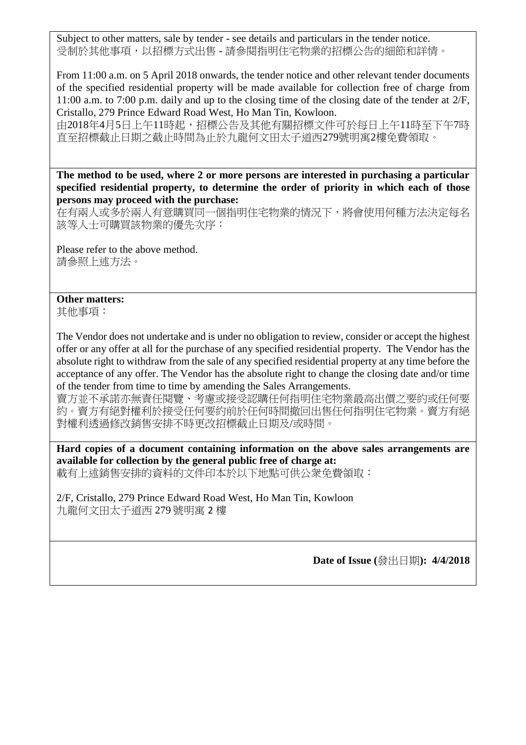Subject to other matters, sale by tender - see details and particulars in the tender notice.
受制於其他事項，以招標方式出售 - 請參閱指明住宅物業的招標公告的細節和詳情。

From 11:00 a.m. on 5 April 2018 onwards, the tender notice and other relevant tender documents of the specified residential property will be made available for collection free of charge from 11:00 a.m. to 7:00 p.m. daily and up to the closing time of the closing date of the tender at 2/F, Cristallo, 279 Prince Edward Road West, Ho Man Tin, Kowloon.
由2018年4月5日上午11時起，招標公告及其他有關招標文件可於每日上午11時至下午7時直至招標截止日期之截止時間為止於九龍何文田太子道西279號明寓2樓免費領取。

**The method to be used, where 2 or more persons are interested in purchasing a particular specified residential property, to determine the order of priority in which each of those persons may proceed with the purchase:**
在有兩人或多於兩人有意購買同一個指明住宅物業的情況下，將會使用何種方法決定每名該等人士可購買該物業的優先次序：

Please refer to the above method.
請參照上述方法。

**Other matters:**
其他事項：

The Vendor does not undertake and is under no obligation to review, consider or accept the highest offer or any offer at all for the purchase of any specified residential property. The Vendor has the absolute right to withdraw from the sale of any specified residential property at any time before the acceptance of any offer. The Vendor has the absolute right to change the closing date and/or time of the tender from time to time by amending the Sales Arrangements.
賣方並不承諾亦無責任閱覽、考慮或接受認購任何指明住宅物業最高出價之要約或任何要約。賣方有絕對權利於接受任何要約前於任何時間撤回出售任何指明住宅物業。賣方有絕對權利透過修改銷售安排不時更改招標截止日期及/或時間。

**Hard copies of a document containing information on the above sales arrangements are available for collection by the general public free of charge at:**
載有上述銷售安排的資料的文件印本於以下地點可供公眾免費領取：

2/F, Cristallo, 279 Prince Edward Road West, Ho Man Tin, Kowloon
九龍何文田太子道西 279 號明寓 2 樓

**Date of Issue (**發出日期**): 4/4/2018**